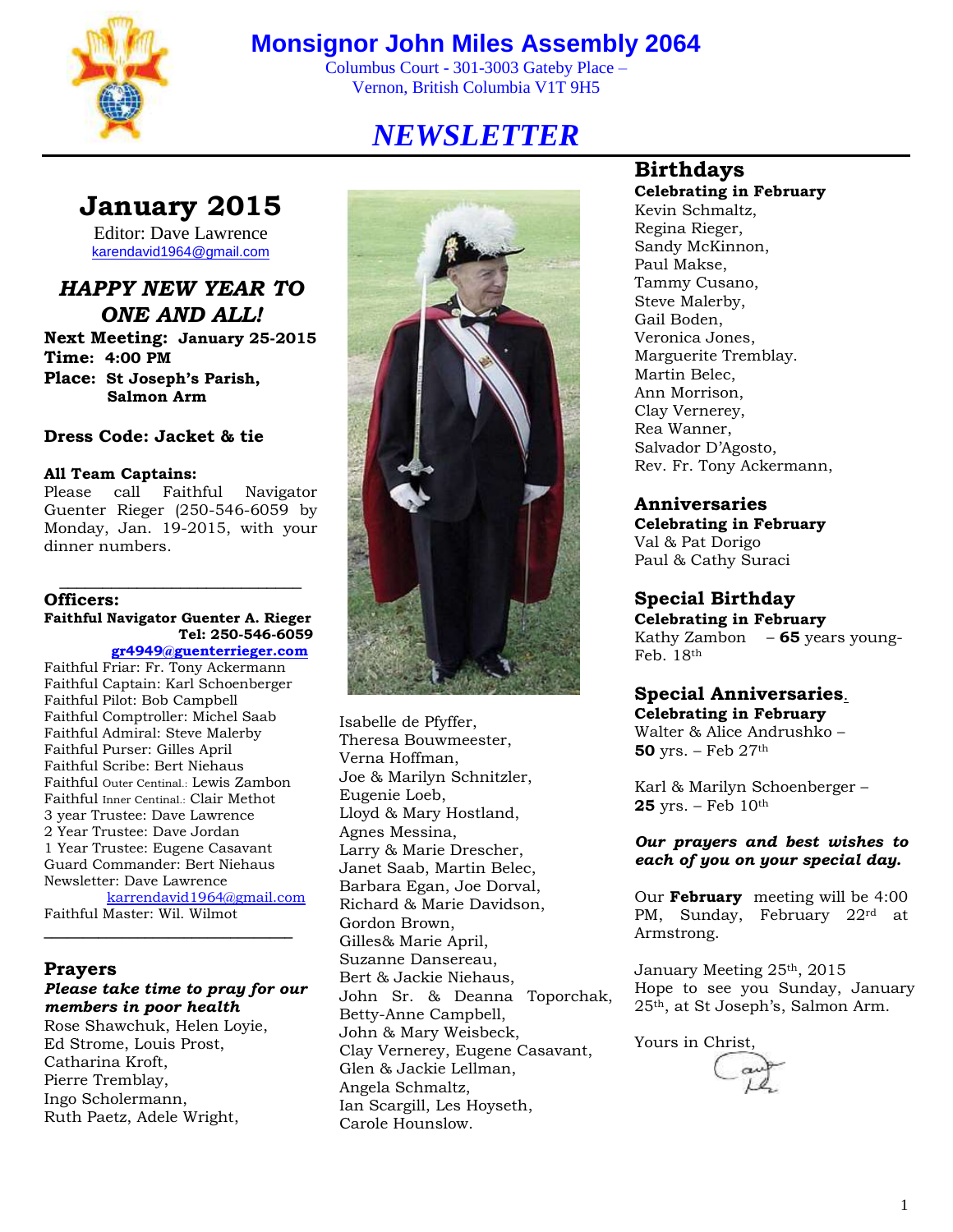# Monsignor John Miles Assembly 2064

Columbus Court - 301-3003 Gateby Place –
Vernon, British Columbia V1T 9H5

# *NEWSLETTER*

## January 2015

Editor: Dave Lawrence
karendavid1964@gmail.com

### *HAPPY NEW YEAR TO ONE AND ALL!*

**Next Meeting: January 25-2015**
**Time: 4:00 PM**
**Place: St Joseph's Parish, Salmon Arm**

**Dress Code: Jacket & tie**

**All Team Captains:**
Please call Faithful Navigator Guenter Rieger (250-546-6059 by Monday, Jan. 19-2015, with your dinner numbers.

---

### Officers:

**Faithful Navigator Guenter A. Rieger**
**Tel: 250-546-6059**
**gr4949@guenterrieger.com**

Faithful Friar: Fr. Tony Ackermann
Faithful Captain: Karl Schoenberger
Faithful Pilot: Bob Campbell
Faithful Comptroller: Michel Saab
Faithful Admiral: Steve Malerby
Faithful Purser: Gilles April
Faithful Scribe: Bert Niehaus
Faithful Outer Centinal.: Lewis Zambon
Faithful Inner Centinal.: Clair Methot
3 year Trustee: Dave Lawrence
2 Year Trustee: Dave Jordan
1 Year Trustee: Eugene Casavant
Guard Commander: Bert Niehaus
Newsletter: Dave Lawrence
karrendavid1964@gmail.com
Faithful Master: Wil. Wilmot

---

### Prayers

***Please take time to pray for our members in poor health***

Rose Shawchuk, Helen Loyie,
Ed Strome, Louis Prost,
Catharina Kroft,
Pierre Tremblay,
Ingo Scholermann,
Ruth Paetz, Adele Wright,
Isabelle de Pfyffer,
Theresa Bouwmeester,
Verna Hoffman,
Joe & Marilyn Schnitzler,
Eugenie Loeb,
Lloyd & Mary Hostland,
Agnes Messina,
Larry & Marie Drescher,
Janet Saab, Martin Belec,
Barbara Egan, Joe Dorval,
Richard & Marie Davidson,
Gordon Brown,
Gilles& Marie April,
Suzanne Dansereau,
Bert & Jackie Niehaus,
John Sr. & Deanna Toporchak,
Betty-Anne Campbell,
John & Mary Weisbeck,
Clay Vernerey, Eugene Casavant,
Glen & Jackie Lellman,
Angela Schmaltz,
Ian Scargill, Les Hoyseth,
Carole Hounslow.

### Birthdays

**Celebrating in February**

Kevin Schmaltz,
Regina Rieger,
Sandy McKinnon,
Paul Makse,
Tammy Cusano,
Steve Malerby,
Gail Boden,
Veronica Jones,
Marguerite Tremblay.
Martin Belec,
Ann Morrison,
Clay Vernerey,
Rea Wanner,
Salvador D'Agosto,
Rev. Fr. Tony Ackermann,

### Anniversaries

**Celebrating in February**

Val & Pat Dorigo
Paul & Cathy Suraci

### Special Birthday

**Celebrating in February**

Kathy Zambon – **65** years young- Feb. 18th

### Special Anniversaries

**Celebrating in February**

Walter & Alice Andrushko – **50** yrs. – Feb 27th

Karl & Marilyn Schoenberger – **25** yrs. – Feb 10th

***Our prayers and best wishes to each of you on your special day.***

Our **February** meeting will be 4:00 PM, Sunday, February 22rd at Armstrong.

January Meeting 25th, 2015
Hope to see you Sunday, January 25th, at St Joseph's, Salmon Arm.

Yours in Christ,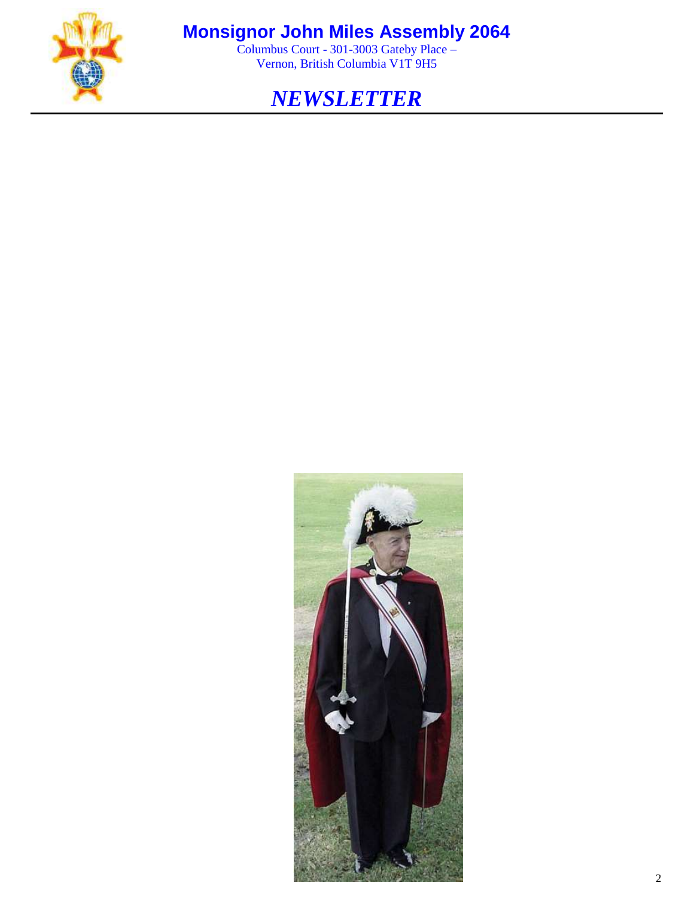# Monsignor John Miles Assembly 2064

Columbus Court - 301-3003 Gateby Place –
Vernon, British Columbia V1T 9H5

## *NEWSLETTER*